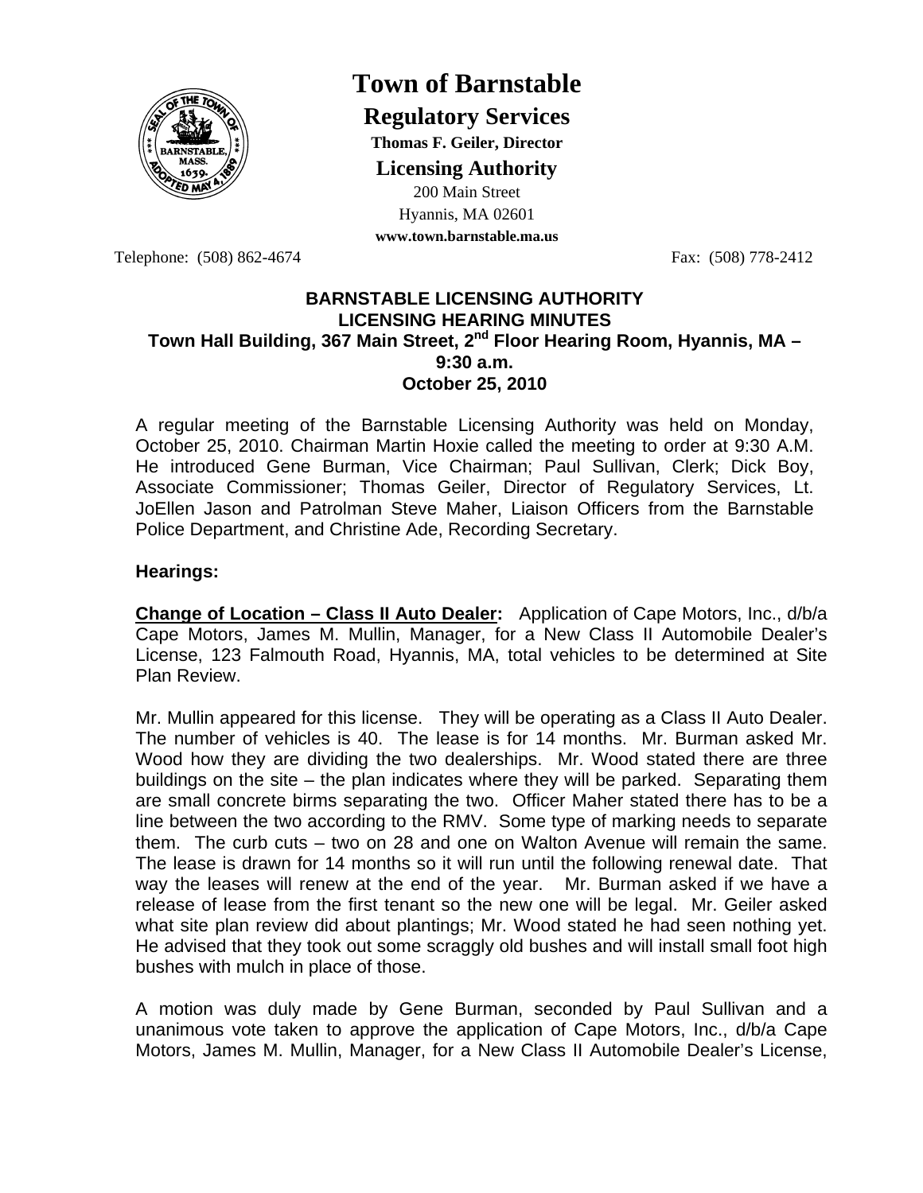# Town of Barnstable

## Regulatory Services

**Thomas F. Geiler, Director**

## Licensing Authority

200 Main Street
Hyannis, MA 02601
**www.town.barnstable.ma.us**

Telephone: (508) 862-4674 Fax: (508) 778-2412

**BARNSTABLE LICENSING AUTHORITY**
**LICENSING HEARING MINUTES**
**Town Hall Building, 367 Main Street, 2nd Floor Hearing Room, Hyannis, MA – 9:30 a.m.**
**October 25, 2010**

A regular meeting of the Barnstable Licensing Authority was held on Monday, October 25, 2010. Chairman Martin Hoxie called the meeting to order at 9:30 A.M. He introduced Gene Burman, Vice Chairman; Paul Sullivan, Clerk; Dick Boy, Associate Commissioner; Thomas Geiler, Director of Regulatory Services, Lt. JoEllen Jason and Patrolman Steve Maher, Liaison Officers from the Barnstable Police Department, and Christine Ade, Recording Secretary.

**Hearings:**

**Change of Location – Class II Auto Dealer:** Application of Cape Motors, Inc., d/b/a Cape Motors, James M. Mullin, Manager, for a New Class II Automobile Dealer's License, 123 Falmouth Road, Hyannis, MA, total vehicles to be determined at Site Plan Review.

Mr. Mullin appeared for this license. They will be operating as a Class II Auto Dealer. The number of vehicles is 40. The lease is for 14 months. Mr. Burman asked Mr. Wood how they are dividing the two dealerships. Mr. Wood stated there are three buildings on the site – the plan indicates where they will be parked. Separating them are small concrete birms separating the two. Officer Maher stated there has to be a line between the two according to the RMV. Some type of marking needs to separate them. The curb cuts – two on 28 and one on Walton Avenue will remain the same. The lease is drawn for 14 months so it will run until the following renewal date. That way the leases will renew at the end of the year. Mr. Burman asked if we have a release of lease from the first tenant so the new one will be legal. Mr. Geiler asked what site plan review did about plantings; Mr. Wood stated he had seen nothing yet. He advised that they took out some scraggly old bushes and will install small foot high bushes with mulch in place of those.

A motion was duly made by Gene Burman, seconded by Paul Sullivan and a unanimous vote taken to approve the application of Cape Motors, Inc., d/b/a Cape Motors, James M. Mullin, Manager, for a New Class II Automobile Dealer's License,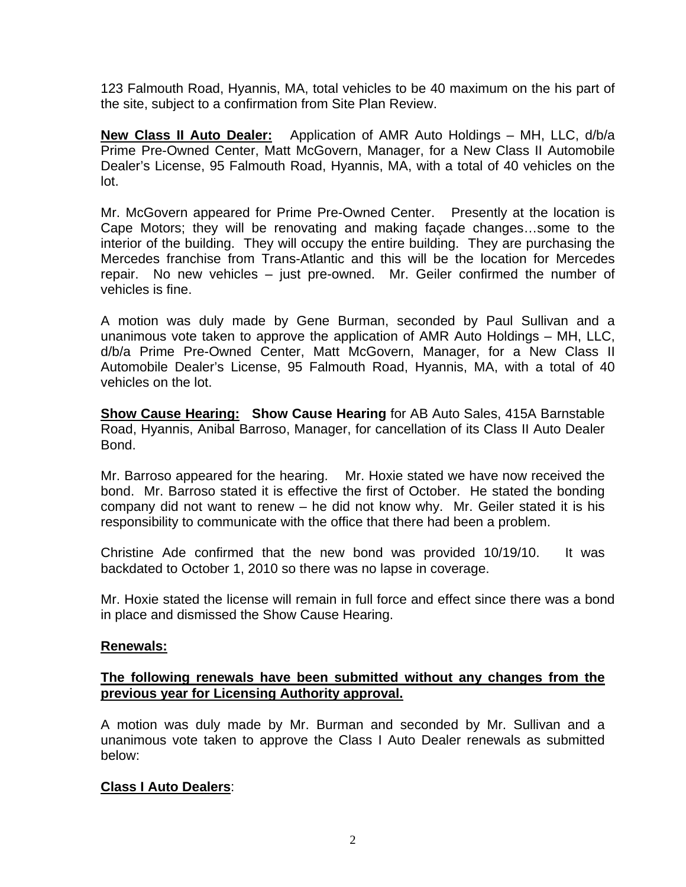123 Falmouth Road, Hyannis, MA, total vehicles to be 40 maximum on the his part of the site, subject to a confirmation from Site Plan Review.

**New Class II Auto Dealer:** Application of AMR Auto Holdings – MH, LLC, d/b/a Prime Pre-Owned Center, Matt McGovern, Manager, for a New Class II Automobile Dealer's License, 95 Falmouth Road, Hyannis, MA, with a total of 40 vehicles on the lot.

Mr. McGovern appeared for Prime Pre-Owned Center. Presently at the location is Cape Motors; they will be renovating and making façade changes…some to the interior of the building. They will occupy the entire building. They are purchasing the Mercedes franchise from Trans-Atlantic and this will be the location for Mercedes repair. No new vehicles – just pre-owned. Mr. Geiler confirmed the number of vehicles is fine.

A motion was duly made by Gene Burman, seconded by Paul Sullivan and a unanimous vote taken to approve the application of AMR Auto Holdings – MH, LLC, d/b/a Prime Pre-Owned Center, Matt McGovern, Manager, for a New Class II Automobile Dealer's License, 95 Falmouth Road, Hyannis, MA, with a total of 40 vehicles on the lot.

**Show Cause Hearing: Show Cause Hearing** for AB Auto Sales, 415A Barnstable Road, Hyannis, Anibal Barroso, Manager, for cancellation of its Class II Auto Dealer Bond.

Mr. Barroso appeared for the hearing. Mr. Hoxie stated we have now received the bond. Mr. Barroso stated it is effective the first of October. He stated the bonding company did not want to renew – he did not know why. Mr. Geiler stated it is his responsibility to communicate with the office that there had been a problem.

Christine Ade confirmed that the new bond was provided 10/19/10. It was backdated to October 1, 2010 so there was no lapse in coverage.

Mr. Hoxie stated the license will remain in full force and effect since there was a bond in place and dismissed the Show Cause Hearing.

**Renewals:**

**The following renewals have been submitted without any changes from the previous year for Licensing Authority approval.**

A motion was duly made by Mr. Burman and seconded by Mr. Sullivan and a unanimous vote taken to approve the Class I Auto Dealer renewals as submitted below:

**Class I Auto Dealers**: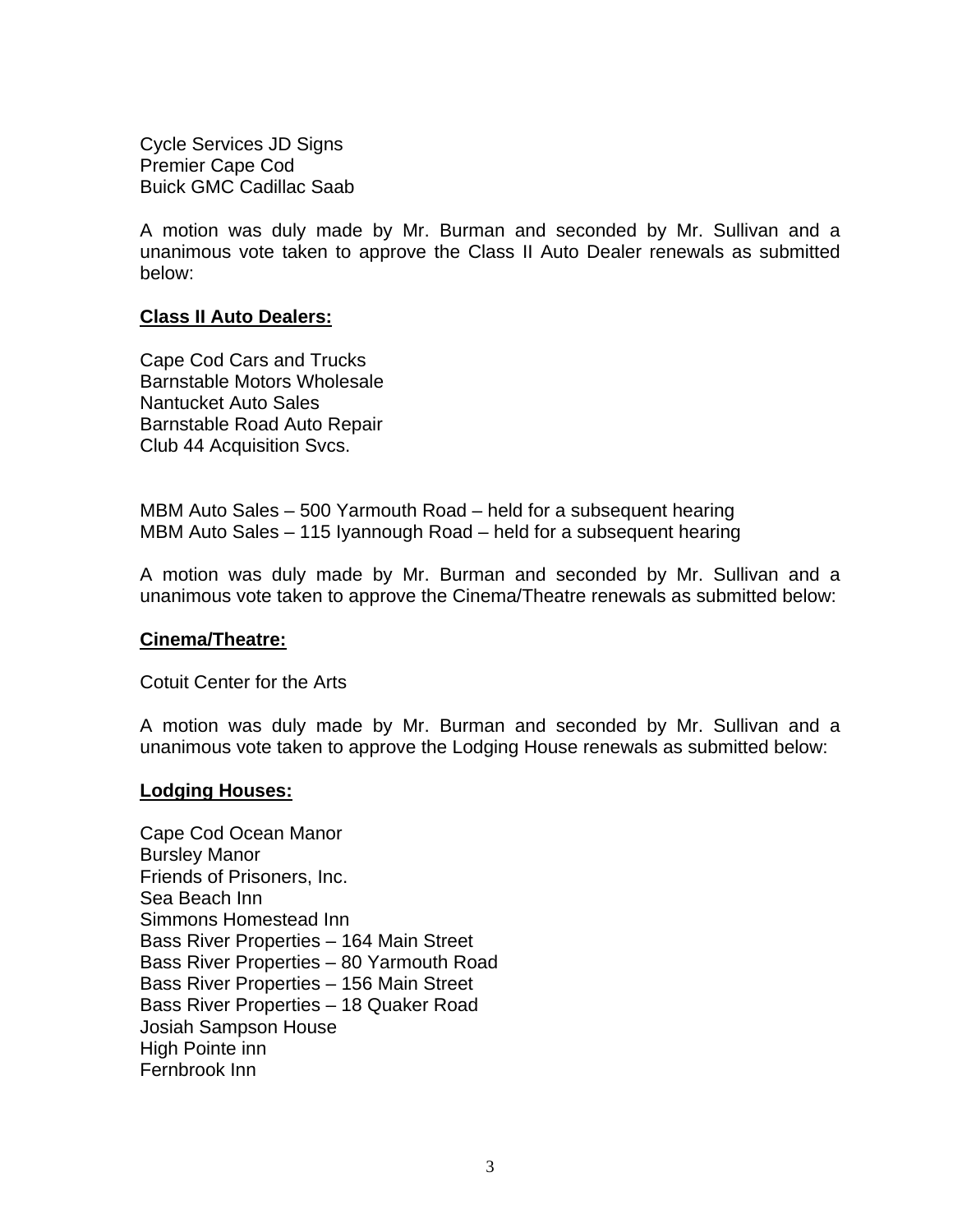Cycle Services JD Signs
Premier Cape Cod
Buick GMC Cadillac Saab

A motion was duly made by Mr. Burman and seconded by Mr. Sullivan and a unanimous vote taken to approve the Class II Auto Dealer renewals as submitted below:

**Class II Auto Dealers:**

Cape Cod Cars and Trucks
Barnstable Motors Wholesale
Nantucket Auto Sales
Barnstable Road Auto Repair
Club 44 Acquisition Svcs.

MBM Auto Sales – 500 Yarmouth Road – held for a subsequent hearing
MBM Auto Sales – 115 Iyannough Road – held for a subsequent hearing

A motion was duly made by Mr. Burman and seconded by Mr. Sullivan and a unanimous vote taken to approve the Cinema/Theatre renewals as submitted below:

**Cinema/Theatre:**

Cotuit Center for the Arts

A motion was duly made by Mr. Burman and seconded by Mr. Sullivan and a unanimous vote taken to approve the Lodging House renewals as submitted below:

**Lodging Houses:**

Cape Cod Ocean Manor
Bursley Manor
Friends of Prisoners, Inc.
Sea Beach Inn
Simmons Homestead Inn
Bass River Properties – 164 Main Street
Bass River Properties – 80 Yarmouth Road
Bass River Properties – 156 Main Street
Bass River Properties – 18 Quaker Road
Josiah Sampson House
High Pointe inn
Fernbrook Inn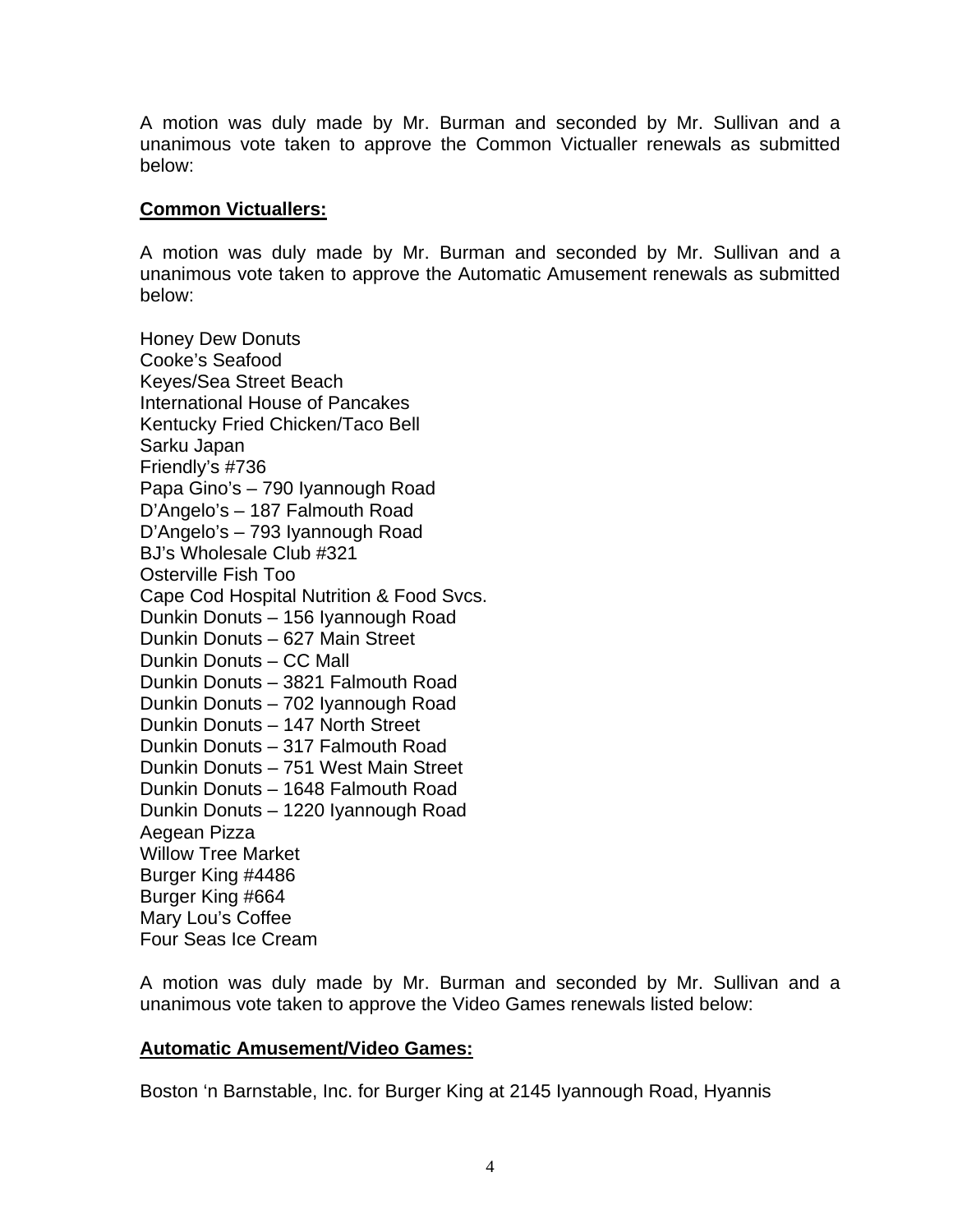A motion was duly made by Mr. Burman and seconded by Mr. Sullivan and a unanimous vote taken to approve the Common Victualler renewals as submitted below:

**Common Victuallers:**

A motion was duly made by Mr. Burman and seconded by Mr. Sullivan and a unanimous vote taken to approve the Automatic Amusement renewals as submitted below:

Honey Dew Donuts
Cooke's Seafood
Keyes/Sea Street Beach
International House of Pancakes
Kentucky Fried Chicken/Taco Bell
Sarku Japan
Friendly's #736
Papa Gino's – 790 Iyannough Road
D'Angelo's – 187 Falmouth Road
D'Angelo's – 793 Iyannough Road
BJ's Wholesale Club #321
Osterville Fish Too
Cape Cod Hospital Nutrition & Food Svcs.
Dunkin Donuts – 156 Iyannough Road
Dunkin Donuts – 627 Main Street
Dunkin Donuts – CC Mall
Dunkin Donuts – 3821 Falmouth Road
Dunkin Donuts – 702 Iyannough Road
Dunkin Donuts – 147 North Street
Dunkin Donuts – 317 Falmouth Road
Dunkin Donuts – 751 West Main Street
Dunkin Donuts – 1648 Falmouth Road
Dunkin Donuts – 1220 Iyannough Road
Aegean Pizza
Willow Tree Market
Burger King #4486
Burger King #664
Mary Lou's Coffee
Four Seas Ice Cream

A motion was duly made by Mr. Burman and seconded by Mr. Sullivan and a unanimous vote taken to approve the Video Games renewals listed below:

**Automatic Amusement/Video Games:**

Boston 'n Barnstable, Inc. for Burger King at 2145 Iyannough Road, Hyannis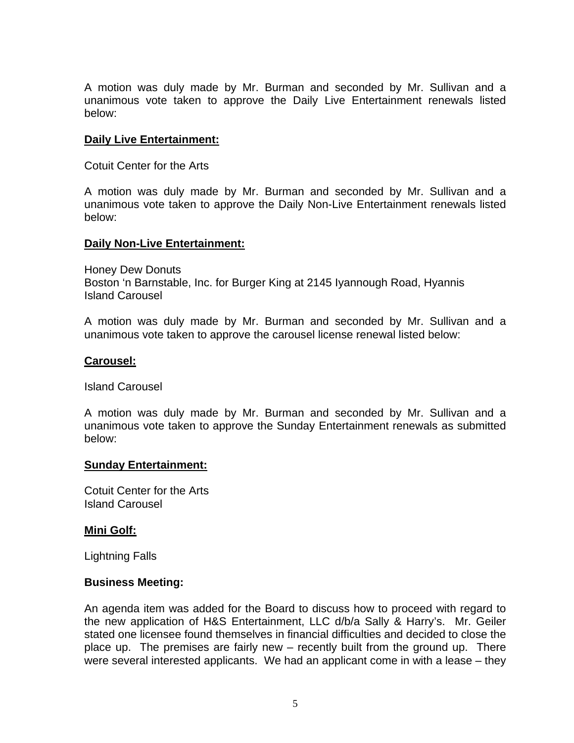A motion was duly made by Mr. Burman and seconded by Mr. Sullivan and a unanimous vote taken to approve the Daily Live Entertainment renewals listed below:

**Daily Live Entertainment:**

Cotuit Center for the Arts

A motion was duly made by Mr. Burman and seconded by Mr. Sullivan and a unanimous vote taken to approve the Daily Non-Live Entertainment renewals listed below:

**Daily Non-Live Entertainment:**

Honey Dew Donuts
Boston 'n Barnstable, Inc. for Burger King at 2145 Iyannough Road, Hyannis
Island Carousel

A motion was duly made by Mr. Burman and seconded by Mr. Sullivan and a unanimous vote taken to approve the carousel license renewal listed below:

**Carousel:**

Island Carousel

A motion was duly made by Mr. Burman and seconded by Mr. Sullivan and a unanimous vote taken to approve the Sunday Entertainment renewals as submitted below:

**Sunday Entertainment:**

Cotuit Center for the Arts
Island Carousel

**Mini Golf:**

Lightning Falls

**Business Meeting:**

An agenda item was added for the Board to discuss how to proceed with regard to the new application of H&S Entertainment, LLC d/b/a Sally & Harry's. Mr. Geiler stated one licensee found themselves in financial difficulties and decided to close the place up. The premises are fairly new – recently built from the ground up. There were several interested applicants. We had an applicant come in with a lease – they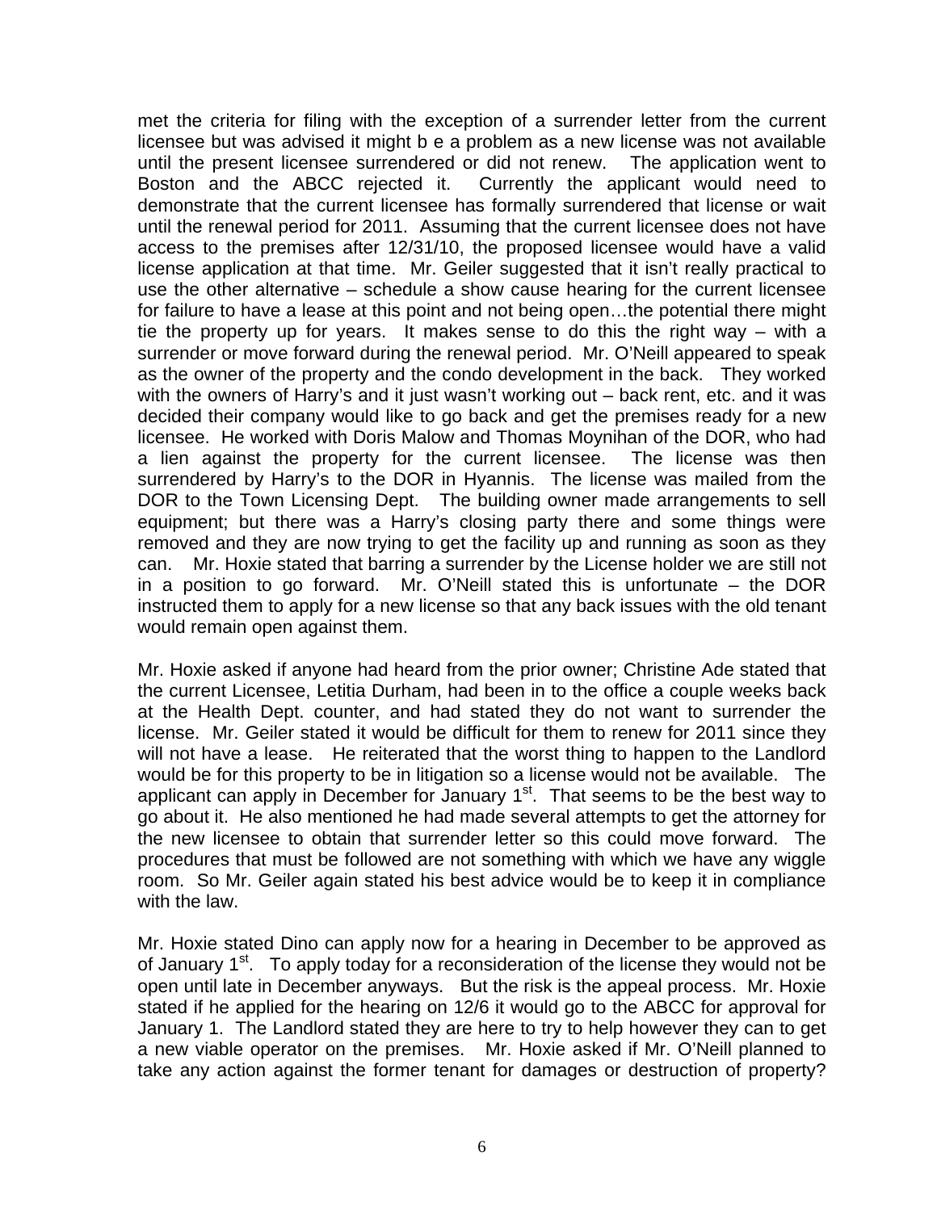met the criteria for filing with the exception of a surrender letter from the current licensee but was advised it might b e a problem as a new license was not available until the present licensee surrendered or did not renew. The application went to Boston and the ABCC rejected it. Currently the applicant would need to demonstrate that the current licensee has formally surrendered that license or wait until the renewal period for 2011. Assuming that the current licensee does not have access to the premises after 12/31/10, the proposed licensee would have a valid license application at that time. Mr. Geiler suggested that it isn't really practical to use the other alternative – schedule a show cause hearing for the current licensee for failure to have a lease at this point and not being open…the potential there might tie the property up for years. It makes sense to do this the right way – with a surrender or move forward during the renewal period. Mr. O'Neill appeared to speak as the owner of the property and the condo development in the back. They worked with the owners of Harry's and it just wasn't working out – back rent, etc. and it was decided their company would like to go back and get the premises ready for a new licensee. He worked with Doris Malow and Thomas Moynihan of the DOR, who had a lien against the property for the current licensee. The license was then surrendered by Harry's to the DOR in Hyannis. The license was mailed from the DOR to the Town Licensing Dept. The building owner made arrangements to sell equipment; but there was a Harry's closing party there and some things were removed and they are now trying to get the facility up and running as soon as they can. Mr. Hoxie stated that barring a surrender by the License holder we are still not in a position to go forward. Mr. O'Neill stated this is unfortunate – the DOR instructed them to apply for a new license so that any back issues with the old tenant would remain open against them.

Mr. Hoxie asked if anyone had heard from the prior owner; Christine Ade stated that the current Licensee, Letitia Durham, had been in to the office a couple weeks back at the Health Dept. counter, and had stated they do not want to surrender the license. Mr. Geiler stated it would be difficult for them to renew for 2011 since they will not have a lease. He reiterated that the worst thing to happen to the Landlord would be for this property to be in litigation so a license would not be available. The applicant can apply in December for January 1st. That seems to be the best way to go about it. He also mentioned he had made several attempts to get the attorney for the new licensee to obtain that surrender letter so this could move forward. The procedures that must be followed are not something with which we have any wiggle room. So Mr. Geiler again stated his best advice would be to keep it in compliance with the law.

Mr. Hoxie stated Dino can apply now for a hearing in December to be approved as of January 1st. To apply today for a reconsideration of the license they would not be open until late in December anyways. But the risk is the appeal process. Mr. Hoxie stated if he applied for the hearing on 12/6 it would go to the ABCC for approval for January 1. The Landlord stated they are here to try to help however they can to get a new viable operator on the premises. Mr. Hoxie asked if Mr. O'Neill planned to take any action against the former tenant for damages or destruction of property?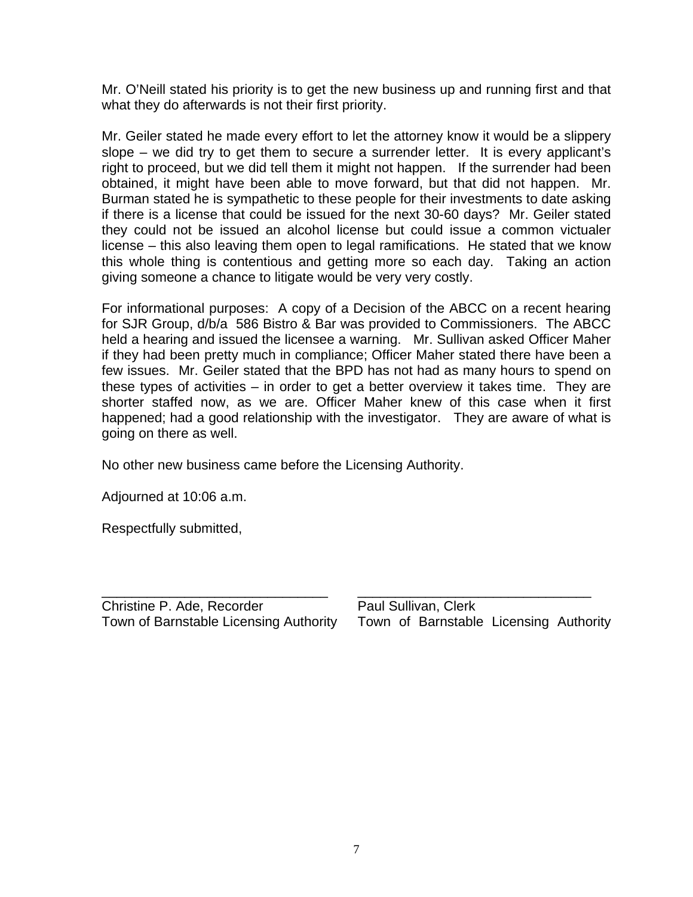Mr. O'Neill stated his priority is to get the new business up and running first and that what they do afterwards is not their first priority.

Mr. Geiler stated he made every effort to let the attorney know it would be a slippery slope – we did try to get them to secure a surrender letter. It is every applicant's right to proceed, but we did tell them it might not happen. If the surrender had been obtained, it might have been able to move forward, but that did not happen. Mr. Burman stated he is sympathetic to these people for their investments to date asking if there is a license that could be issued for the next 30-60 days? Mr. Geiler stated they could not be issued an alcohol license but could issue a common victualer license – this also leaving them open to legal ramifications. He stated that we know this whole thing is contentious and getting more so each day. Taking an action giving someone a chance to litigate would be very very costly.

For informational purposes: A copy of a Decision of the ABCC on a recent hearing for SJR Group, d/b/a 586 Bistro & Bar was provided to Commissioners. The ABCC held a hearing and issued the licensee a warning. Mr. Sullivan asked Officer Maher if they had been pretty much in compliance; Officer Maher stated there have been a few issues. Mr. Geiler stated that the BPD has not had as many hours to spend on these types of activities – in order to get a better overview it takes time. They are shorter staffed now, as we are. Officer Maher knew of this case when it first happened; had a good relationship with the investigator. They are aware of what is going on there as well.

No other new business came before the Licensing Authority.

Adjourned at 10:06 a.m.

Respectfully submitted,

\_\_\_\_\_\_\_\_\_\_\_\_\_\_\_\_\_\_\_\_\_\_\_\_\_\_\_\_\_\_\_\_
Christine P. Ade, Recorder
Town of Barnstable Licensing Authority

\_\_\_\_\_\_\_\_\_\_\_\_\_\_\_\_\_\_\_\_\_\_\_\_\_\_\_\_\_\_\_\_
Paul Sullivan, Clerk
Town of Barnstable Licensing Authority